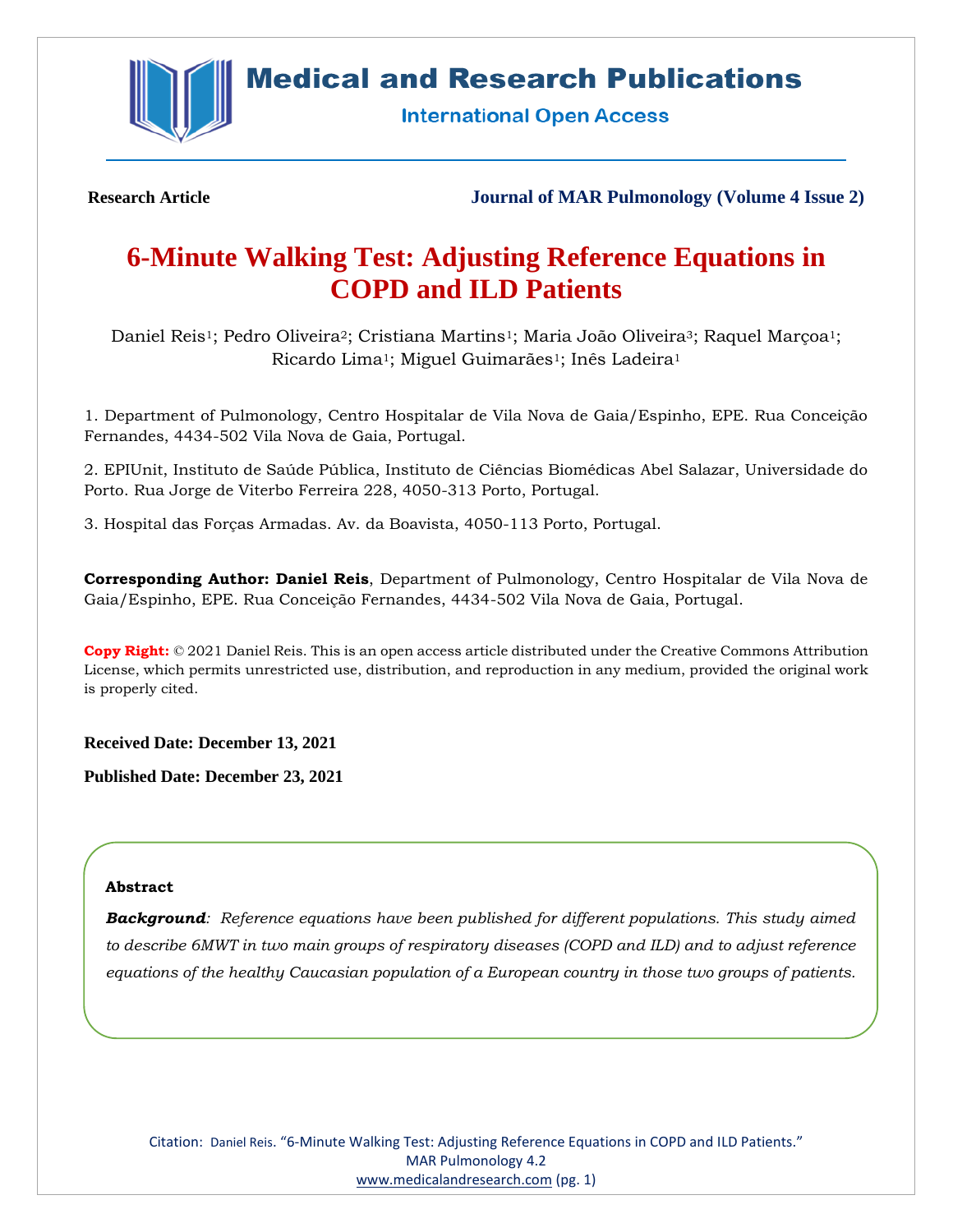**Research Article**

**Journal of MAR Pulmonology (Volume 4 Issue 2)**

# 6-Minute Walking Test: Adjusting Reference Equations in COPD and ILD Patients

Daniel Reis[1]; Pedro Oliveira[2]; Cristiana Martins[1]; Maria João Oliveira[3]; Raquel Marçoa[1]; Ricardo Lima[1]; Miguel Guimarães[1]; Inês Ladeira[1]

1. Department of Pulmonology, Centro Hospitalar de Vila Nova de Gaia/Espinho, EPE. Rua Conceição Fernandes, 4434-502 Vila Nova de Gaia, Portugal.

2. EPIUnit, Instituto de Saúde Pública, Instituto de Ciências Biomédicas Abel Salazar, Universidade do Porto. Rua Jorge de Viterbo Ferreira 228, 4050-313 Porto, Portugal.

3. Hospital das Forças Armadas. Av. da Boavista, 4050-113 Porto, Portugal.

**Corresponding Author: Daniel Reis**, Department of Pulmonology, Centro Hospitalar de Vila Nova de Gaia/Espinho, EPE. Rua Conceição Fernandes, 4434-502 Vila Nova de Gaia, Portugal.

**Copy Right:** © 2021 Daniel Reis. This is an open access article distributed under the Creative Commons Attribution License, which permits unrestricted use, distribution, and reproduction in any medium, provided the original work is properly cited.

**Received Date: December 13, 2021**

**Published Date: December 23, 2021**

## Abstract

***Background***: *Reference equations have been published for different populations. This study aimed to describe 6MWT in two main groups of respiratory diseases (COPD and ILD) and to adjust reference equations of the healthy Caucasian population of a European country in those two groups of patients.*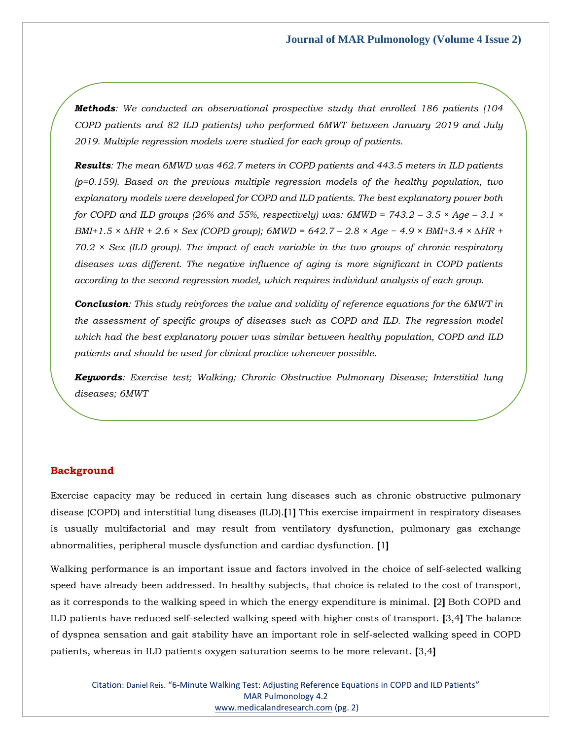***Methods**: We conducted an observational prospective study that enrolled 186 patients (104 COPD patients and 82 ILD patients) who performed 6MWT between January 2019 and July 2019. Multiple regression models were studied for each group of patients.*

***Results**: The mean 6MWD was 462.7 meters in COPD patients and 443.5 meters in ILD patients (p=0.159). Based on the previous multiple regression models of the healthy population, two explanatory models were developed for COPD and ILD patients. The best explanatory power both for COPD and ILD groups (26% and 55%, respectively) was: 6MWD = 743.2 – 3.5 × Age – 3.1 × BMI+1.5 × ΔHR + 2.6 × Sex (COPD group); 6MWD = 642.7 – 2.8 × Age − 4.9 × BMI+3.4 × ΔHR + 70.2 × Sex (ILD group). The impact of each variable in the two groups of chronic respiratory diseases was different. The negative influence of aging is more significant in COPD patients according to the second regression model, which requires individual analysis of each group.*

***Conclusion**: This study reinforces the value and validity of reference equations for the 6MWT in the assessment of specific groups of diseases such as COPD and ILD. The regression model which had the best explanatory power was similar between healthy population, COPD and ILD patients and should be used for clinical practice whenever possible.*

***Keywords**: Exercise test; Walking; Chronic Obstructive Pulmonary Disease; Interstitial lung diseases; 6MWT*

## Background

Exercise capacity may be reduced in certain lung diseases such as chronic obstructive pulmonary disease (COPD) and interstitial lung diseases (ILD).[1] This exercise impairment in respiratory diseases is usually multifactorial and may result from ventilatory dysfunction, pulmonary gas exchange abnormalities, peripheral muscle dysfunction and cardiac dysfunction. [1]

Walking performance is an important issue and factors involved in the choice of self-selected walking speed have already been addressed. In healthy subjects, that choice is related to the cost of transport, as it corresponds to the walking speed in which the energy expenditure is minimal. [2] Both COPD and ILD patients have reduced self-selected walking speed with higher costs of transport. [3,4] The balance of dyspnea sensation and gait stability have an important role in self-selected walking speed in COPD patients, whereas in ILD patients oxygen saturation seems to be more relevant. [3,4]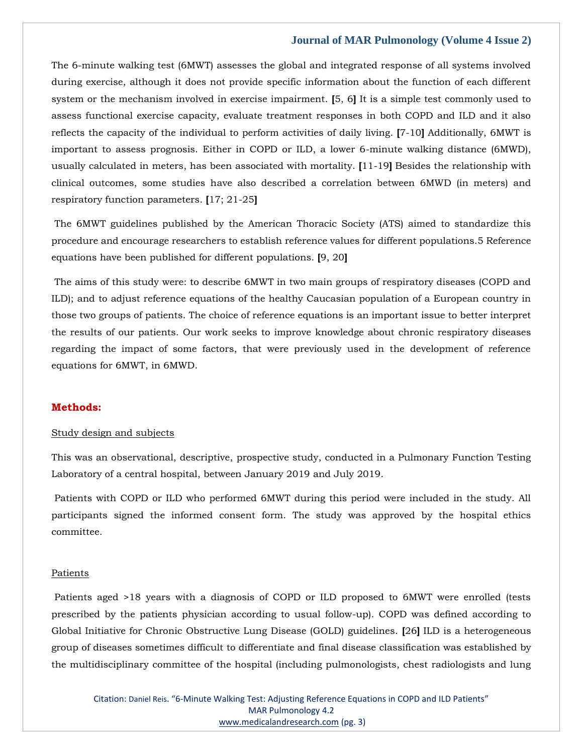The 6-minute walking test (6MWT) assesses the global and integrated response of all systems involved during exercise, although it does not provide specific information about the function of each different system or the mechanism involved in exercise impairment. [5, 6] It is a simple test commonly used to assess functional exercise capacity, evaluate treatment responses in both COPD and ILD and it also reflects the capacity of the individual to perform activities of daily living. [7-10] Additionally, 6MWT is important to assess prognosis. Either in COPD or ILD, a lower 6-minute walking distance (6MWD), usually calculated in meters, has been associated with mortality. [11-19] Besides the relationship with clinical outcomes, some studies have also described a correlation between 6MWD (in meters) and respiratory function parameters. [17; 21-25]

The 6MWT guidelines published by the American Thoracic Society (ATS) aimed to standardize this procedure and encourage researchers to establish reference values for different populations.5 Reference equations have been published for different populations. [9, 20]

The aims of this study were: to describe 6MWT in two main groups of respiratory diseases (COPD and ILD); and to adjust reference equations of the healthy Caucasian population of a European country in those two groups of patients. The choice of reference equations is an important issue to better interpret the results of our patients. Our work seeks to improve knowledge about chronic respiratory diseases regarding the impact of some factors, that were previously used in the development of reference equations for 6MWT, in 6MWD.

## Methods:

### Study design and subjects

This was an observational, descriptive, prospective study, conducted in a Pulmonary Function Testing Laboratory of a central hospital, between January 2019 and July 2019.

Patients with COPD or ILD who performed 6MWT during this period were included in the study. All participants signed the informed consent form. The study was approved by the hospital ethics committee.

### Patients

Patients aged >18 years with a diagnosis of COPD or ILD proposed to 6MWT were enrolled (tests prescribed by the patients physician according to usual follow-up). COPD was defined according to Global Initiative for Chronic Obstructive Lung Disease (GOLD) guidelines. [26] ILD is a heterogeneous group of diseases sometimes difficult to differentiate and final disease classification was established by the multidisciplinary committee of the hospital (including pulmonologists, chest radiologists and lung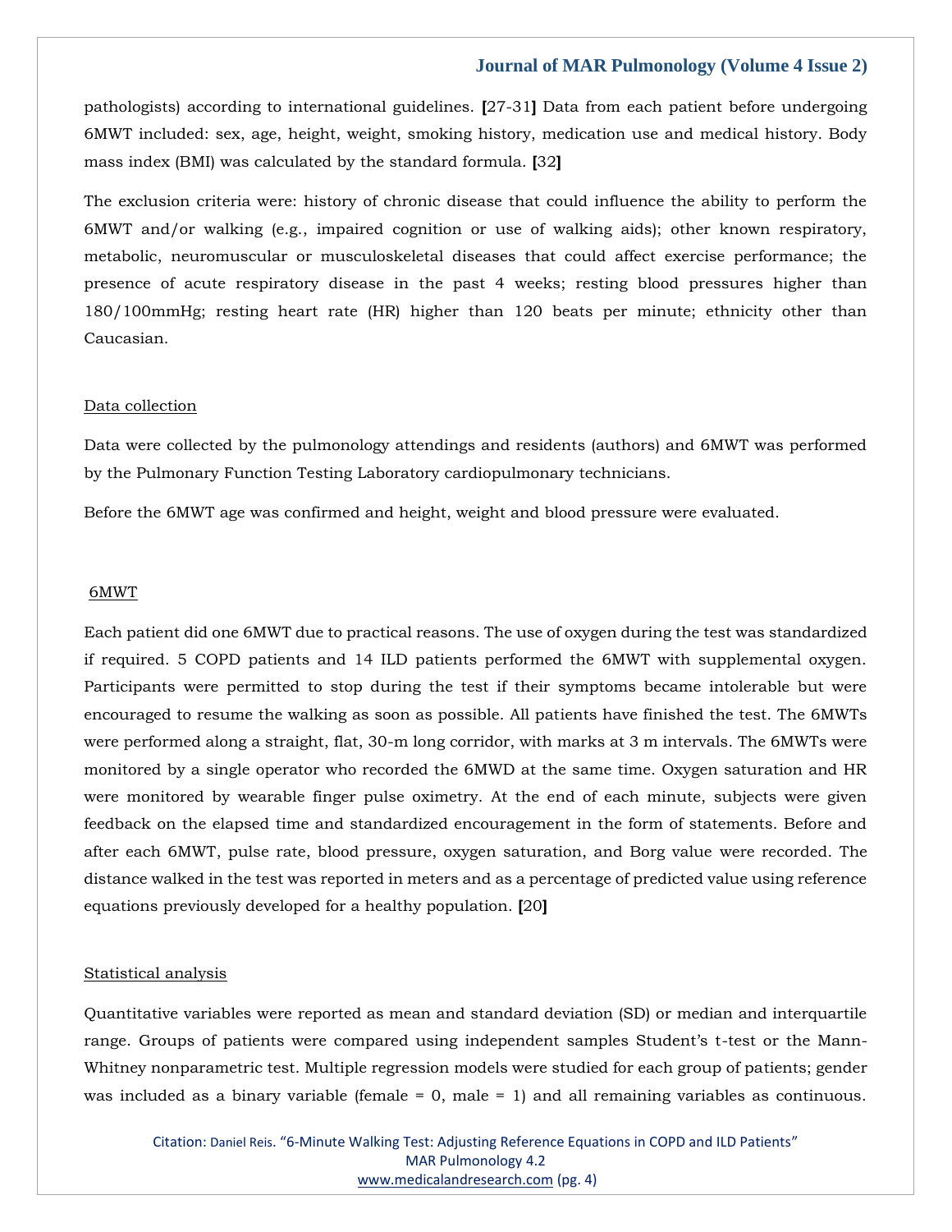pathologists) according to international guidelines. [27-31] Data from each patient before undergoing 6MWT included: sex, age, height, weight, smoking history, medication use and medical history. Body mass index (BMI) was calculated by the standard formula. [32]

The exclusion criteria were: history of chronic disease that could influence the ability to perform the 6MWT and/or walking (e.g., impaired cognition or use of walking aids); other known respiratory, metabolic, neuromuscular or musculoskeletal diseases that could affect exercise performance; the presence of acute respiratory disease in the past 4 weeks; resting blood pressures higher than 180/100mmHg; resting heart rate (HR) higher than 120 beats per minute; ethnicity other than Caucasian.

### Data collection

Data were collected by the pulmonology attendings and residents (authors) and 6MWT was performed by the Pulmonary Function Testing Laboratory cardiopulmonary technicians.

Before the 6MWT age was confirmed and height, weight and blood pressure were evaluated.

### 6MWT

Each patient did one 6MWT due to practical reasons. The use of oxygen during the test was standardized if required. 5 COPD patients and 14 ILD patients performed the 6MWT with supplemental oxygen. Participants were permitted to stop during the test if their symptoms became intolerable but were encouraged to resume the walking as soon as possible. All patients have finished the test. The 6MWTs were performed along a straight, flat, 30-m long corridor, with marks at 3 m intervals. The 6MWTs were monitored by a single operator who recorded the 6MWD at the same time. Oxygen saturation and HR were monitored by wearable finger pulse oximetry. At the end of each minute, subjects were given feedback on the elapsed time and standardized encouragement in the form of statements. Before and after each 6MWT, pulse rate, blood pressure, oxygen saturation, and Borg value were recorded. The distance walked in the test was reported in meters and as a percentage of predicted value using reference equations previously developed for a healthy population. [20]

### Statistical analysis

Quantitative variables were reported as mean and standard deviation (SD) or median and interquartile range. Groups of patients were compared using independent samples Student's t-test or the Mann-Whitney nonparametric test. Multiple regression models were studied for each group of patients; gender was included as a binary variable (female = 0, male = 1) and all remaining variables as continuous.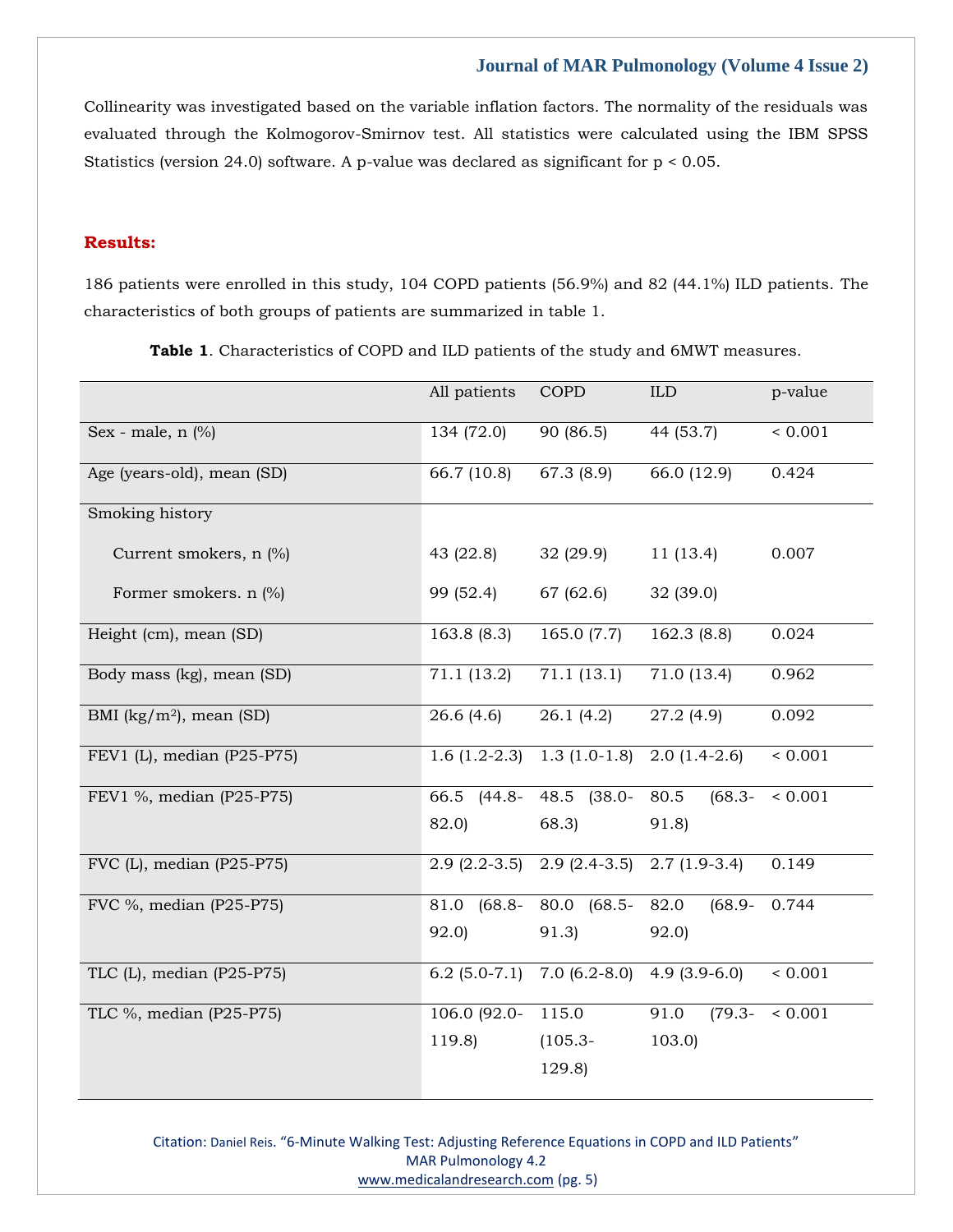Collinearity was investigated based on the variable inflation factors. The normality of the residuals was evaluated through the Kolmogorov-Smirnov test. All statistics were calculated using the IBM SPSS Statistics (version 24.0) software. A p-value was declared as significant for $p < 0.05$.

## Results:

186 patients were enrolled in this study, 104 COPD patients (56.9%) and 82 (44.1%) ILD patients. The characteristics of both groups of patients are summarized in table 1.

**Table 1**. Characteristics of COPD and ILD patients of the study and 6MWT measures.

| | All patients | COPD | ILD | p-value |
|---|---|---|---|---|
| Sex - male, n (%) | 134 (72.0) | 90 (86.5) | 44 (53.7) | < 0.001 |
| Age (years-old), mean (SD) | 66.7 (10.8) | 67.3 (8.9) | 66.0 (12.9) | 0.424 |
| Smoking history | | | | |
| Current smokers, n (%) | 43 (22.8) | 32 (29.9) | 11 (13.4) | 0.007 |
| Former smokers. n (%) | 99 (52.4) | 67 (62.6) | 32 (39.0) | |
| Height (cm), mean (SD) | 163.8 (8.3) | 165.0 (7.7) | 162.3 (8.8) | 0.024 |
| Body mass (kg), mean (SD) | 71.1 (13.2) | 71.1 (13.1) | 71.0 (13.4) | 0.962 |
| BMI ($kg/m^2$), mean (SD) | 26.6 (4.6) | 26.1 (4.2) | 27.2 (4.9) | 0.092 |
| FEV1 (L), median (P25-P75) | 1.6 (1.2-2.3) | 1.3 (1.0-1.8) | 2.0 (1.4-2.6) | < 0.001 |
| FEV1 %, median (P25-P75) | 66.5 (44.8-82.0) | 48.5 (38.0-68.3) | 80.5 (68.3-91.8) | < 0.001 |
| FVC (L), median (P25-P75) | 2.9 (2.2-3.5) | 2.9 (2.4-3.5) | 2.7 (1.9-3.4) | 0.149 |
| FVC %, median (P25-P75) | 81.0 (68.8-92.0) | 80.0 (68.5-91.3) | 82.0 (68.9-92.0) | 0.744 |
| TLC (L), median (P25-P75) | 6.2 (5.0-7.1) | 7.0 (6.2-8.0) | 4.9 (3.9-6.0) | < 0.001 |
| TLC %, median (P25-P75) | 106.0 (92.0-119.8) | 115.0 (105.3-129.8) | 91.0 (79.3-103.0) | < 0.001 |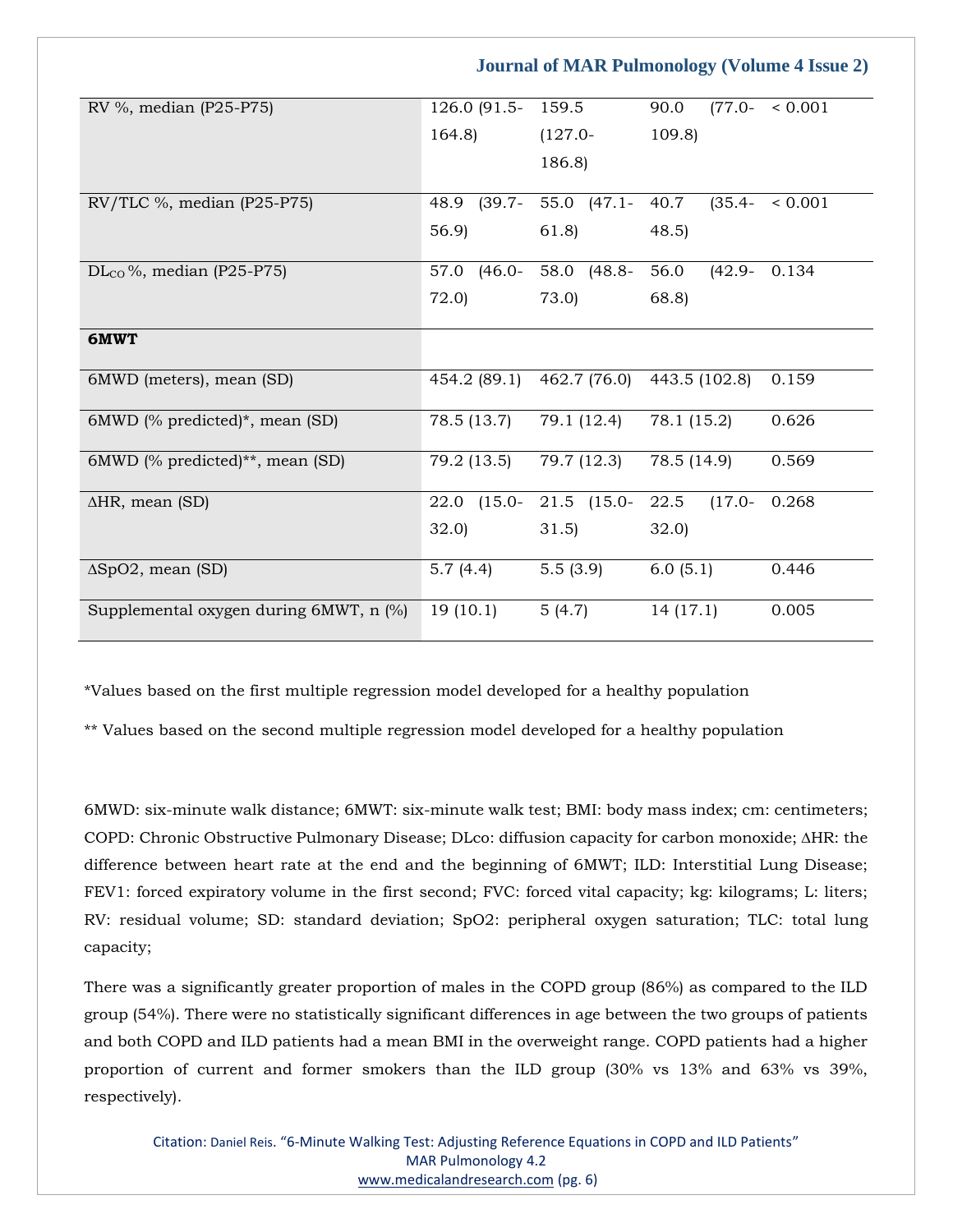| | | | | |
|---|---|---|---|---|
| RV %, median (P25-P75) | 126.0 (91.5-164.8) | 159.5 (127.0-186.8) | 90.0 (77.0-109.8) | < 0.001 |
| RV/TLC %, median (P25-P75) | 48.9 (39.7-56.9) | 55.0 (47.1-61.8) | 40.7 (35.4-48.5) | < 0.001 |
| $DL_{CO}$ %, median (P25-P75) | 57.0 (46.0-72.0) | 58.0 (48.8-73.0) | 56.0 (42.9-68.8) | 0.134 |
| **6MWT** | | | | |
| 6MWD (meters), mean (SD) | 454.2 (89.1) | 462.7 (76.0) | 443.5 (102.8) | 0.159 |
| 6MWD (% predicted)*, mean (SD) | 78.5 (13.7) | 79.1 (12.4) | 78.1 (15.2) | 0.626 |
| 6MWD (% predicted)**, mean (SD) | 79.2 (13.5) | 79.7 (12.3) | 78.5 (14.9) | 0.569 |
| ΔHR, mean (SD) | 22.0 (15.0-32.0) | 21.5 (15.0-31.5) | 22.5 (17.0-32.0) | 0.268 |
| ΔSpO2, mean (SD) | 5.7 (4.4) | 5.5 (3.9) | 6.0 (5.1) | 0.446 |
| Supplemental oxygen during 6MWT, n (%) | 19 (10.1) | 5 (4.7) | 14 (17.1) | 0.005 |

*Values based on the first multiple regression model developed for a healthy population

** Values based on the second multiple regression model developed for a healthy population

6MWD: six-minute walk distance; 6MWT: six-minute walk test; BMI: body mass index; cm: centimeters; COPD: Chronic Obstructive Pulmonary Disease; DLco: diffusion capacity for carbon monoxide; ΔHR: the difference between heart rate at the end and the beginning of 6MWT; ILD: Interstitial Lung Disease; FEV1: forced expiratory volume in the first second; FVC: forced vital capacity; kg: kilograms; L: liters; RV: residual volume; SD: standard deviation; SpO2: peripheral oxygen saturation; TLC: total lung capacity;

There was a significantly greater proportion of males in the COPD group (86%) as compared to the ILD group (54%). There were no statistically significant differences in age between the two groups of patients and both COPD and ILD patients had a mean BMI in the overweight range. COPD patients had a higher proportion of current and former smokers than the ILD group (30% vs 13% and 63% vs 39%, respectively).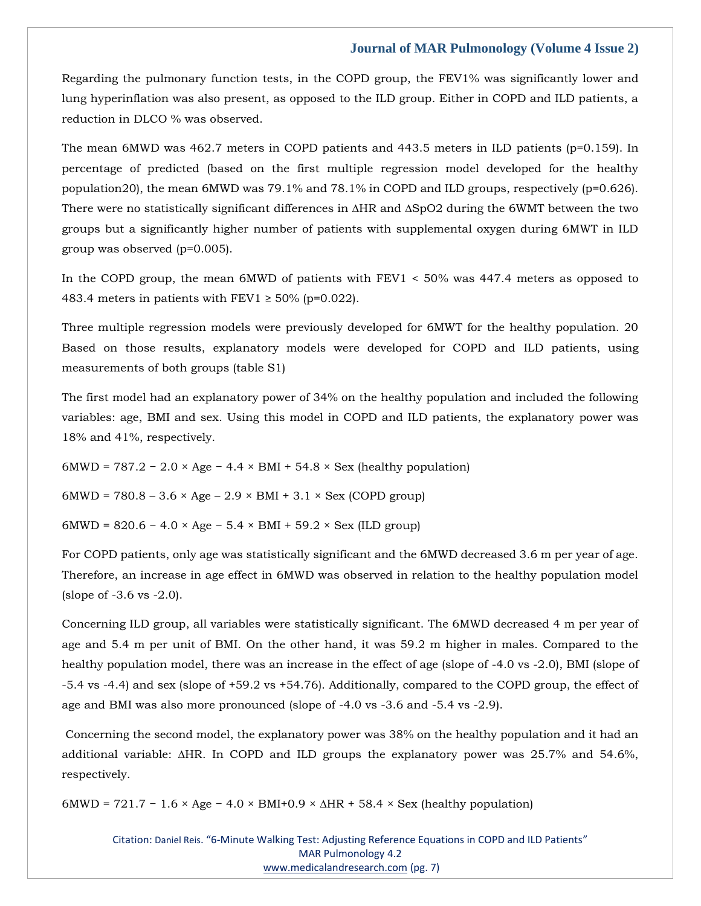Regarding the pulmonary function tests, in the COPD group, the FEV1% was significantly lower and lung hyperinflation was also present, as opposed to the ILD group. Either in COPD and ILD patients, a reduction in DLCO % was observed.

The mean 6MWD was 462.7 meters in COPD patients and 443.5 meters in ILD patients ($p=0.159$). In percentage of predicted (based on the first multiple regression model developed for the healthy population[20]), the mean 6MWD was 79.1% and 78.1% in COPD and ILD groups, respectively ($p=0.626$). There were no statistically significant differences in $\Delta HR$ and $\Delta SpO_2$ during the 6WMT between the two groups but a significantly higher number of patients with supplemental oxygen during 6MWT in ILD group was observed ($p=0.005$).

In the COPD group, the mean 6MWD of patients with FEV1 < 50% was 447.4 meters as opposed to 483.4 meters in patients with FEV1 ≥ 50% ($p=0.022$).

Three multiple regression models were previously developed for 6MWT for the healthy population. [20] Based on those results, explanatory models were developed for COPD and ILD patients, using measurements of both groups (table S1)

The first model had an explanatory power of 34% on the healthy population and included the following variables: age, BMI and sex. Using this model in COPD and ILD patients, the explanatory power was 18% and 41%, respectively.

$$6MWD = 787.2 - 2.0 \times Age - 4.4 \times BMI + 54.8 \times Sex \text{ (healthy population)}$$

$$6MWD = 780.8 - 3.6 \times Age - 2.9 \times BMI + 3.1 \times Sex \text{ (COPD group)}$$

$$6MWD = 820.6 - 4.0 \times Age - 5.4 \times BMI + 59.2 \times Sex \text{ (ILD group)}$$

For COPD patients, only age was statistically significant and the 6MWD decreased 3.6 m per year of age. Therefore, an increase in age effect in 6MWD was observed in relation to the healthy population model (slope of -3.6 vs -2.0).

Concerning ILD group, all variables were statistically significant. The 6MWD decreased 4 m per year of age and 5.4 m per unit of BMI. On the other hand, it was 59.2 m higher in males. Compared to the healthy population model, there was an increase in the effect of age (slope of -4.0 vs -2.0), BMI (slope of -5.4 vs -4.4) and sex (slope of +59.2 vs +54.76). Additionally, compared to the COPD group, the effect of age and BMI was also more pronounced (slope of -4.0 vs -3.6 and -5.4 vs -2.9).

Concerning the second model, the explanatory power was 38% on the healthy population and it had an additional variable: $\Delta HR$. In COPD and ILD groups the explanatory power was 25.7% and 54.6%, respectively.

$$6MWD = 721.7 - 1.6 \times Age - 4.0 \times BMI + 0.9 \times \Delta HR + 58.4 \times Sex \text{ (healthy population)}$$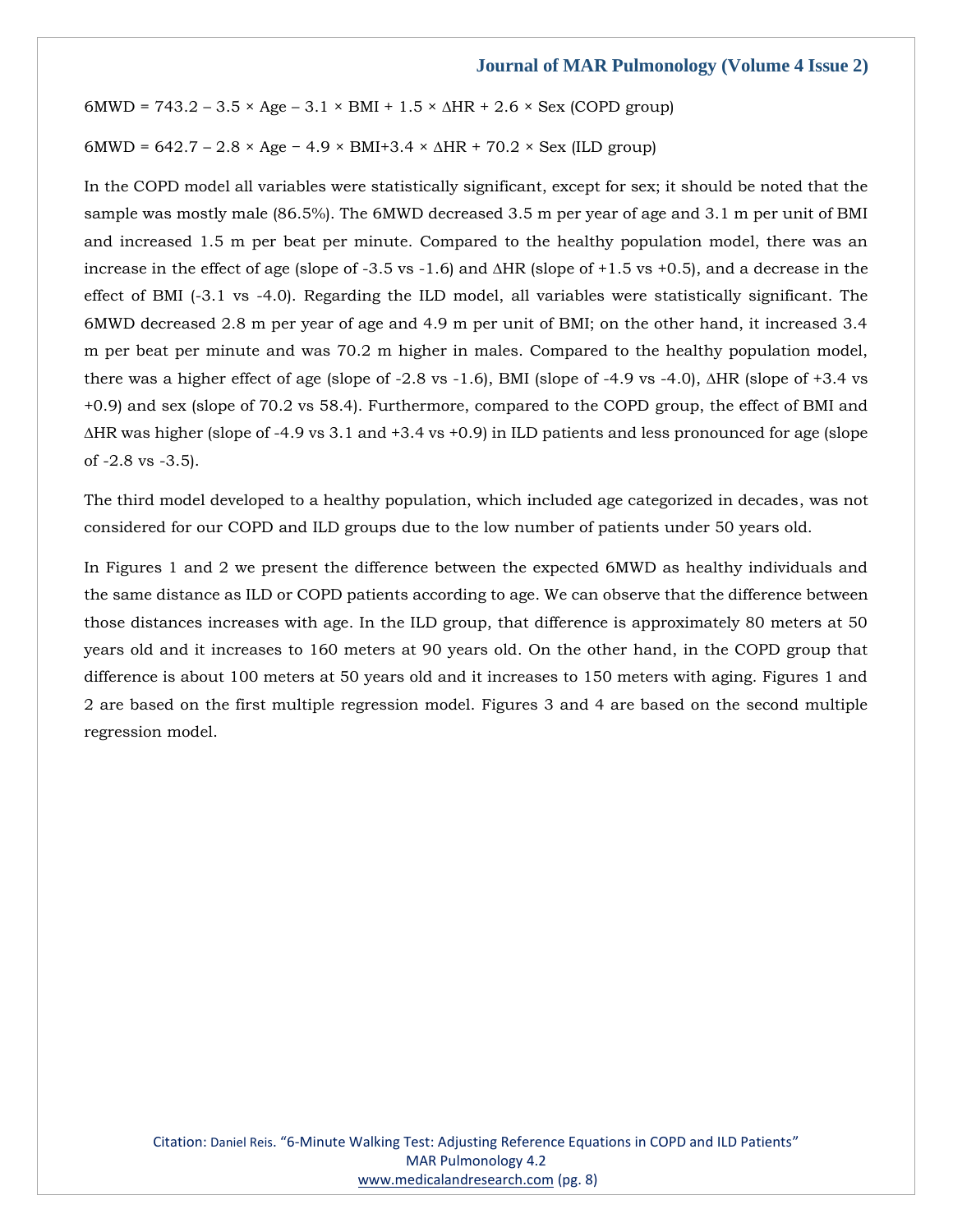$$6MWD = 743.2 - 3.5 \times Age - 3.1 \times BMI + 1.5 \times \Delta HR + 2.6 \times Sex \text{ (COPD group)}$$

$$6MWD = 642.7 - 2.8 \times Age - 4.9 \times BMI + 3.4 \times \Delta HR + 70.2 \times Sex \text{ (ILD group)}$$

In the COPD model all variables were statistically significant, except for sex; it should be noted that the sample was mostly male (86.5%). The 6MWD decreased 3.5 m per year of age and 3.1 m per unit of BMI and increased 1.5 m per beat per minute. Compared to the healthy population model, there was an increase in the effect of age (slope of -3.5 vs -1.6) and ΔHR (slope of +1.5 vs +0.5), and a decrease in the effect of BMI (-3.1 vs -4.0). Regarding the ILD model, all variables were statistically significant. The 6MWD decreased 2.8 m per year of age and 4.9 m per unit of BMI; on the other hand, it increased 3.4 m per beat per minute and was 70.2 m higher in males. Compared to the healthy population model, there was a higher effect of age (slope of -2.8 vs -1.6), BMI (slope of -4.9 vs -4.0), ΔHR (slope of +3.4 vs +0.9) and sex (slope of 70.2 vs 58.4). Furthermore, compared to the COPD group, the effect of BMI and ΔHR was higher (slope of -4.9 vs 3.1 and +3.4 vs +0.9) in ILD patients and less pronounced for age (slope of -2.8 vs -3.5).

The third model developed to a healthy population, which included age categorized in decades, was not considered for our COPD and ILD groups due to the low number of patients under 50 years old.

In Figures 1 and 2 we present the difference between the expected 6MWD as healthy individuals and the same distance as ILD or COPD patients according to age. We can observe that the difference between those distances increases with age. In the ILD group, that difference is approximately 80 meters at 50 years old and it increases to 160 meters at 90 years old. On the other hand, in the COPD group that difference is about 100 meters at 50 years old and it increases to 150 meters with aging. Figures 1 and 2 are based on the first multiple regression model. Figures 3 and 4 are based on the second multiple regression model.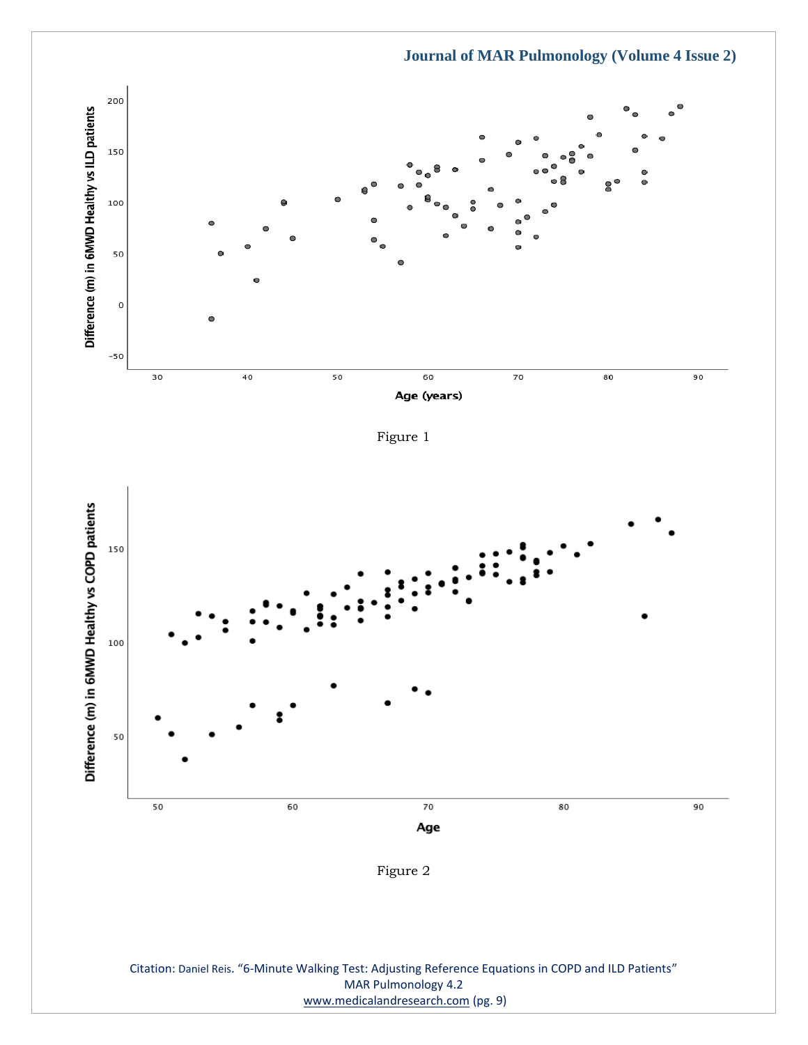Figure 1

Figure 2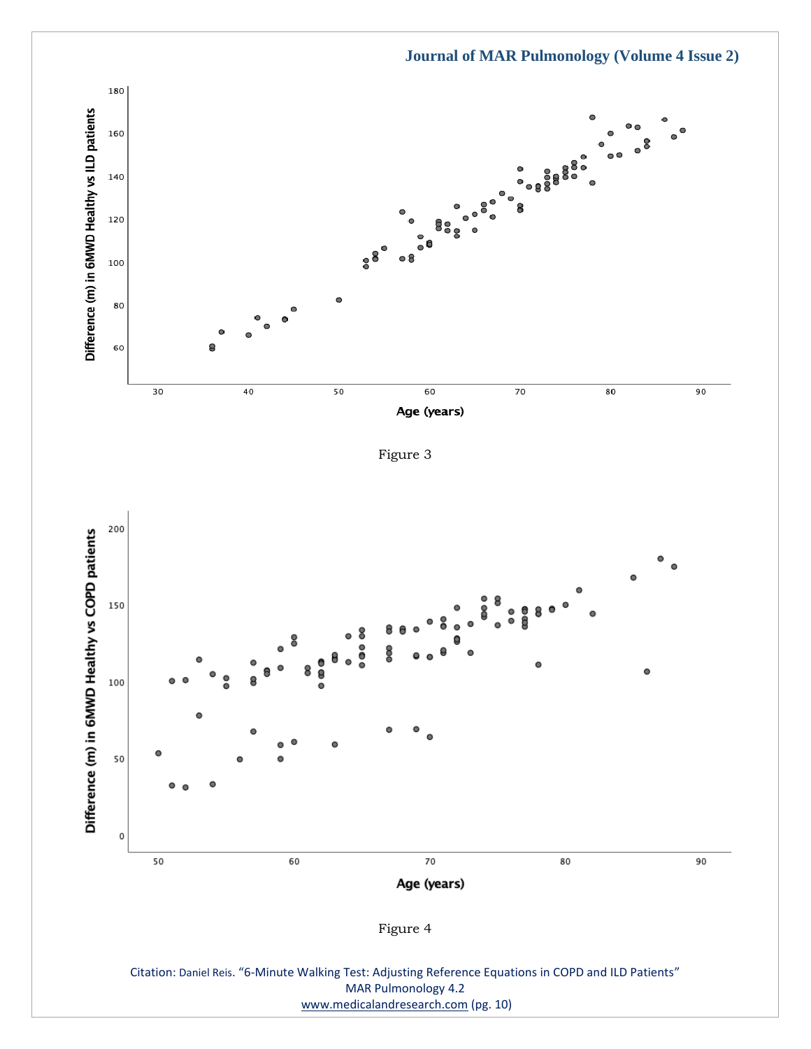Figure 3

Figure 4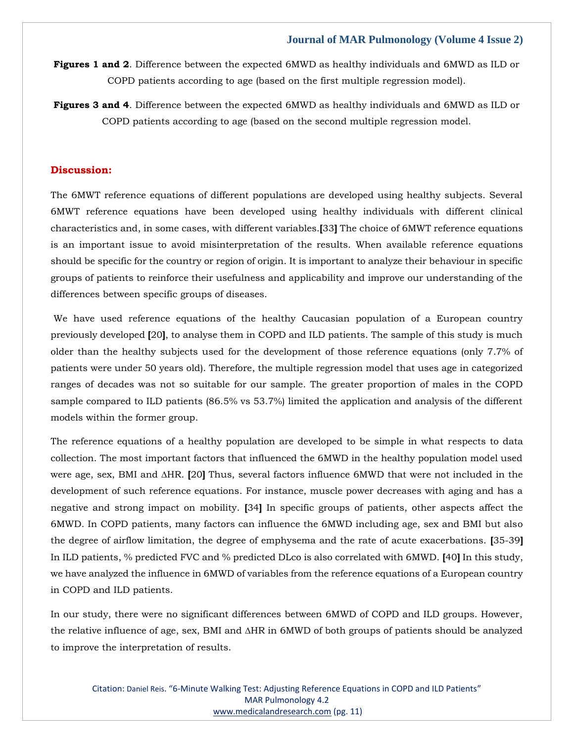**Figures 1 and 2**. Difference between the expected 6MWD as healthy individuals and 6MWD as ILD or COPD patients according to age (based on the first multiple regression model).

**Figures 3 and 4**. Difference between the expected 6MWD as healthy individuals and 6MWD as ILD or COPD patients according to age (based on the second multiple regression model.

## Discussion:

The 6MWT reference equations of different populations are developed using healthy subjects. Several 6MWT reference equations have been developed using healthy individuals with different clinical characteristics and, in some cases, with different variables.[33] The choice of 6MWT reference equations is an important issue to avoid misinterpretation of the results. When available reference equations should be specific for the country or region of origin. It is important to analyze their behaviour in specific groups of patients to reinforce their usefulness and applicability and improve our understanding of the differences between specific groups of diseases.

We have used reference equations of the healthy Caucasian population of a European country previously developed [20], to analyse them in COPD and ILD patients. The sample of this study is much older than the healthy subjects used for the development of those reference equations (only 7.7% of patients were under 50 years old). Therefore, the multiple regression model that uses age in categorized ranges of decades was not so suitable for our sample. The greater proportion of males in the COPD sample compared to ILD patients (86.5% vs 53.7%) limited the application and analysis of the different models within the former group.

The reference equations of a healthy population are developed to be simple in what respects to data collection. The most important factors that influenced the 6MWD in the healthy population model used were age, sex, BMI and ΔHR. [20] Thus, several factors influence 6MWD that were not included in the development of such reference equations. For instance, muscle power decreases with aging and has a negative and strong impact on mobility. [34] In specific groups of patients, other aspects affect the 6MWD. In COPD patients, many factors can influence the 6MWD including age, sex and BMI but also the degree of airflow limitation, the degree of emphysema and the rate of acute exacerbations. [35-39] In ILD patients, % predicted FVC and % predicted DLco is also correlated with 6MWD. [40] In this study, we have analyzed the influence in 6MWD of variables from the reference equations of a European country in COPD and ILD patients.

In our study, there were no significant differences between 6MWD of COPD and ILD groups. However, the relative influence of age, sex, BMI and ΔHR in 6MWD of both groups of patients should be analyzed to improve the interpretation of results.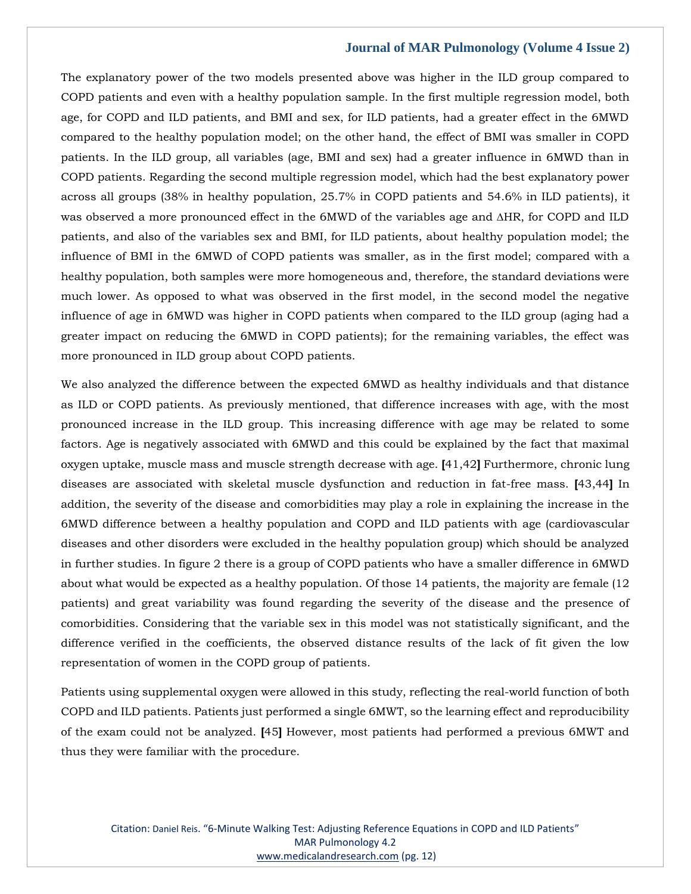The explanatory power of the two models presented above was higher in the ILD group compared to COPD patients and even with a healthy population sample. In the first multiple regression model, both age, for COPD and ILD patients, and BMI and sex, for ILD patients, had a greater effect in the 6MWD compared to the healthy population model; on the other hand, the effect of BMI was smaller in COPD patients. In the ILD group, all variables (age, BMI and sex) had a greater influence in 6MWD than in COPD patients. Regarding the second multiple regression model, which had the best explanatory power across all groups (38% in healthy population, 25.7% in COPD patients and 54.6% in ILD patients), it was observed a more pronounced effect in the 6MWD of the variables age and ΔHR, for COPD and ILD patients, and also of the variables sex and BMI, for ILD patients, about healthy population model; the influence of BMI in the 6MWD of COPD patients was smaller, as in the first model; compared with a healthy population, both samples were more homogeneous and, therefore, the standard deviations were much lower. As opposed to what was observed in the first model, in the second model the negative influence of age in 6MWD was higher in COPD patients when compared to the ILD group (aging had a greater impact on reducing the 6MWD in COPD patients); for the remaining variables, the effect was more pronounced in ILD group about COPD patients.

We also analyzed the difference between the expected 6MWD as healthy individuals and that distance as ILD or COPD patients. As previously mentioned, that difference increases with age, with the most pronounced increase in the ILD group. This increasing difference with age may be related to some factors. Age is negatively associated with 6MWD and this could be explained by the fact that maximal oxygen uptake, muscle mass and muscle strength decrease with age. [41,42] Furthermore, chronic lung diseases are associated with skeletal muscle dysfunction and reduction in fat-free mass. [43,44] In addition, the severity of the disease and comorbidities may play a role in explaining the increase in the 6MWD difference between a healthy population and COPD and ILD patients with age (cardiovascular diseases and other disorders were excluded in the healthy population group) which should be analyzed in further studies. In figure 2 there is a group of COPD patients who have a smaller difference in 6MWD about what would be expected as a healthy population. Of those 14 patients, the majority are female (12 patients) and great variability was found regarding the severity of the disease and the presence of comorbidities. Considering that the variable sex in this model was not statistically significant, and the difference verified in the coefficients, the observed distance results of the lack of fit given the low representation of women in the COPD group of patients.

Patients using supplemental oxygen were allowed in this study, reflecting the real-world function of both COPD and ILD patients. Patients just performed a single 6MWT, so the learning effect and reproducibility of the exam could not be analyzed. [45] However, most patients had performed a previous 6MWT and thus they were familiar with the procedure.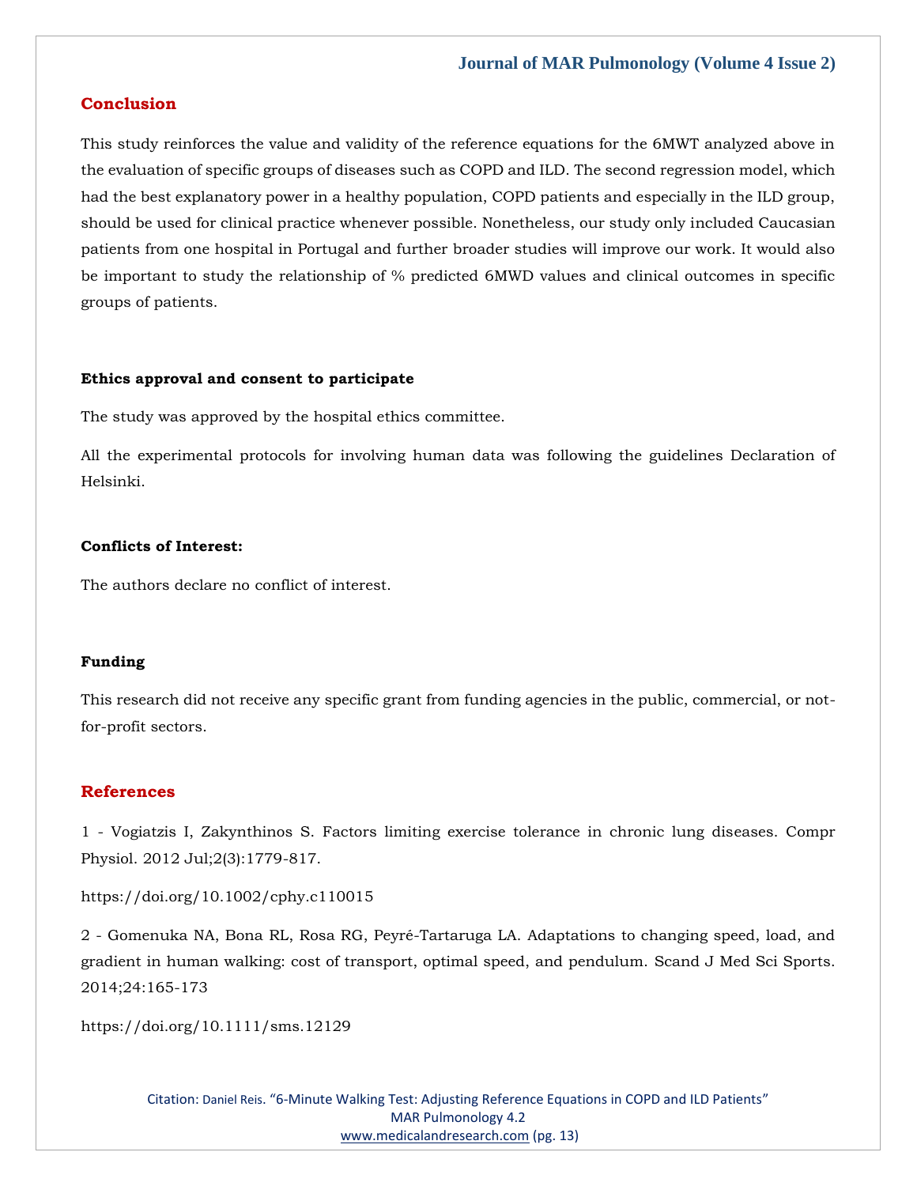## Conclusion

This study reinforces the value and validity of the reference equations for the 6MWT analyzed above in the evaluation of specific groups of diseases such as COPD and ILD. The second regression model, which had the best explanatory power in a healthy population, COPD patients and especially in the ILD group, should be used for clinical practice whenever possible. Nonetheless, our study only included Caucasian patients from one hospital in Portugal and further broader studies will improve our work. It would also be important to study the relationship of % predicted 6MWD values and clinical outcomes in specific groups of patients.

**Ethics approval and consent to participate**

The study was approved by the hospital ethics committee.

All the experimental protocols for involving human data was following the guidelines Declaration of Helsinki.

**Conflicts of Interest:**

The authors declare no conflict of interest.

**Funding**

This research did not receive any specific grant from funding agencies in the public, commercial, or not-for-profit sectors.

## References

1 - Vogiatzis I, Zakynthinos S. Factors limiting exercise tolerance in chronic lung diseases. Compr Physiol. 2012 Jul;2(3):1779-817.

https://doi.org/10.1002/cphy.c110015

2 - Gomenuka NA, Bona RL, Rosa RG, Peyré-Tartaruga LA. Adaptations to changing speed, load, and gradient in human walking: cost of transport, optimal speed, and pendulum. Scand J Med Sci Sports. 2014;24:165-173

https://doi.org/10.1111/sms.12129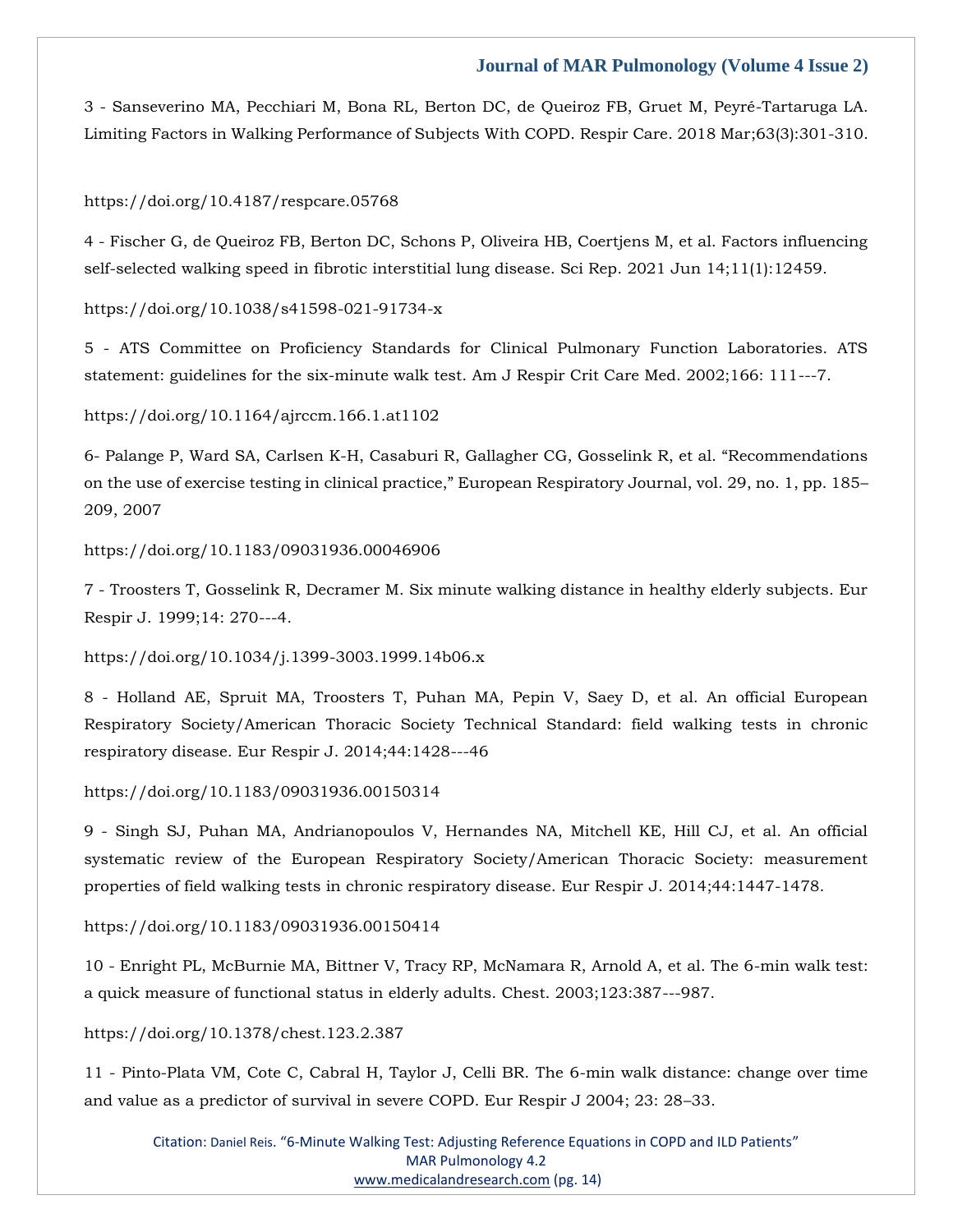3 - Sanseverino MA, Pecchiari M, Bona RL, Berton DC, de Queiroz FB, Gruet M, Peyré-Tartaruga LA. Limiting Factors in Walking Performance of Subjects With COPD. Respir Care. 2018 Mar;63(3):301-310.

https://doi.org/10.4187/respcare.05768

4 - Fischer G, de Queiroz FB, Berton DC, Schons P, Oliveira HB, Coertjens M, et al. Factors influencing self-selected walking speed in fibrotic interstitial lung disease. Sci Rep. 2021 Jun 14;11(1):12459.

https://doi.org/10.1038/s41598-021-91734-x

5 - ATS Committee on Proficiency Standards for Clinical Pulmonary Function Laboratories. ATS statement: guidelines for the six-minute walk test. Am J Respir Crit Care Med. 2002;166: 111---7.

https://doi.org/10.1164/ajrccm.166.1.at1102

6- Palange P, Ward SA, Carlsen K-H, Casaburi R, Gallagher CG, Gosselink R, et al. "Recommendations on the use of exercise testing in clinical practice," European Respiratory Journal, vol. 29, no. 1, pp. 185–209, 2007

https://doi.org/10.1183/09031936.00046906

7 - Troosters T, Gosselink R, Decramer M. Six minute walking distance in healthy elderly subjects. Eur Respir J. 1999;14: 270---4.

https://doi.org/10.1034/j.1399-3003.1999.14b06.x

8 - Holland AE, Spruit MA, Troosters T, Puhan MA, Pepin V, Saey D, et al. An official European Respiratory Society/American Thoracic Society Technical Standard: field walking tests in chronic respiratory disease. Eur Respir J. 2014;44:1428---46

https://doi.org/10.1183/09031936.00150314

9 - Singh SJ, Puhan MA, Andrianopoulos V, Hernandes NA, Mitchell KE, Hill CJ, et al. An official systematic review of the European Respiratory Society/American Thoracic Society: measurement properties of field walking tests in chronic respiratory disease. Eur Respir J. 2014;44:1447-1478.

https://doi.org/10.1183/09031936.00150414

10 - Enright PL, McBurnie MA, Bittner V, Tracy RP, McNamara R, Arnold A, et al. The 6-min walk test: a quick measure of functional status in elderly adults. Chest. 2003;123:387---987.

https://doi.org/10.1378/chest.123.2.387

11 - Pinto-Plata VM, Cote C, Cabral H, Taylor J, Celli BR. The 6-min walk distance: change over time and value as a predictor of survival in severe COPD. Eur Respir J 2004; 23: 28–33.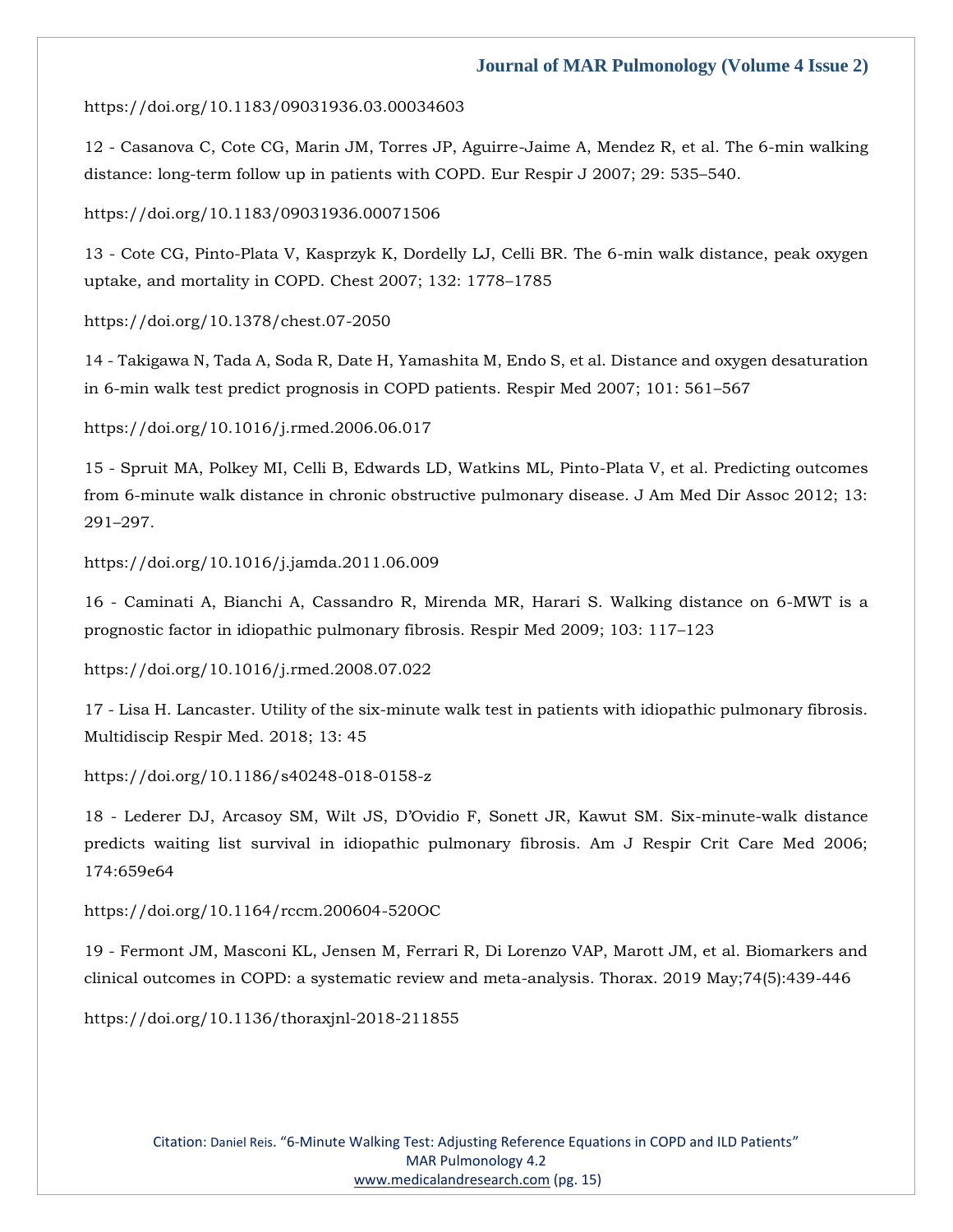https://doi.org/10.1183/09031936.03.00034603

12 - Casanova C, Cote CG, Marin JM, Torres JP, Aguirre-Jaime A, Mendez R, et al. The 6-min walking distance: long-term follow up in patients with COPD. Eur Respir J 2007; 29: 535–540.

https://doi.org/10.1183/09031936.00071506

13 - Cote CG, Pinto-Plata V, Kasprzyk K, Dordelly LJ, Celli BR. The 6-min walk distance, peak oxygen uptake, and mortality in COPD. Chest 2007; 132: 1778–1785

https://doi.org/10.1378/chest.07-2050

14 - Takigawa N, Tada A, Soda R, Date H, Yamashita M, Endo S, et al. Distance and oxygen desaturation in 6-min walk test predict prognosis in COPD patients. Respir Med 2007; 101: 561–567

https://doi.org/10.1016/j.rmed.2006.06.017

15 - Spruit MA, Polkey MI, Celli B, Edwards LD, Watkins ML, Pinto-Plata V, et al. Predicting outcomes from 6-minute walk distance in chronic obstructive pulmonary disease. J Am Med Dir Assoc 2012; 13: 291–297.

https://doi.org/10.1016/j.jamda.2011.06.009

16 - Caminati A, Bianchi A, Cassandro R, Mirenda MR, Harari S. Walking distance on 6-MWT is a prognostic factor in idiopathic pulmonary fibrosis. Respir Med 2009; 103: 117–123

https://doi.org/10.1016/j.rmed.2008.07.022

17 - Lisa H. Lancaster. Utility of the six-minute walk test in patients with idiopathic pulmonary fibrosis. Multidiscip Respir Med. 2018; 13: 45

https://doi.org/10.1186/s40248-018-0158-z

18 - Lederer DJ, Arcasoy SM, Wilt JS, D'Ovidio F, Sonett JR, Kawut SM. Six-minute-walk distance predicts waiting list survival in idiopathic pulmonary fibrosis. Am J Respir Crit Care Med 2006; 174:659e64

https://doi.org/10.1164/rccm.200604-520OC

19 - Fermont JM, Masconi KL, Jensen M, Ferrari R, Di Lorenzo VAP, Marott JM, et al. Biomarkers and clinical outcomes in COPD: a systematic review and meta-analysis. Thorax. 2019 May;74(5):439-446

https://doi.org/10.1136/thoraxjnl-2018-211855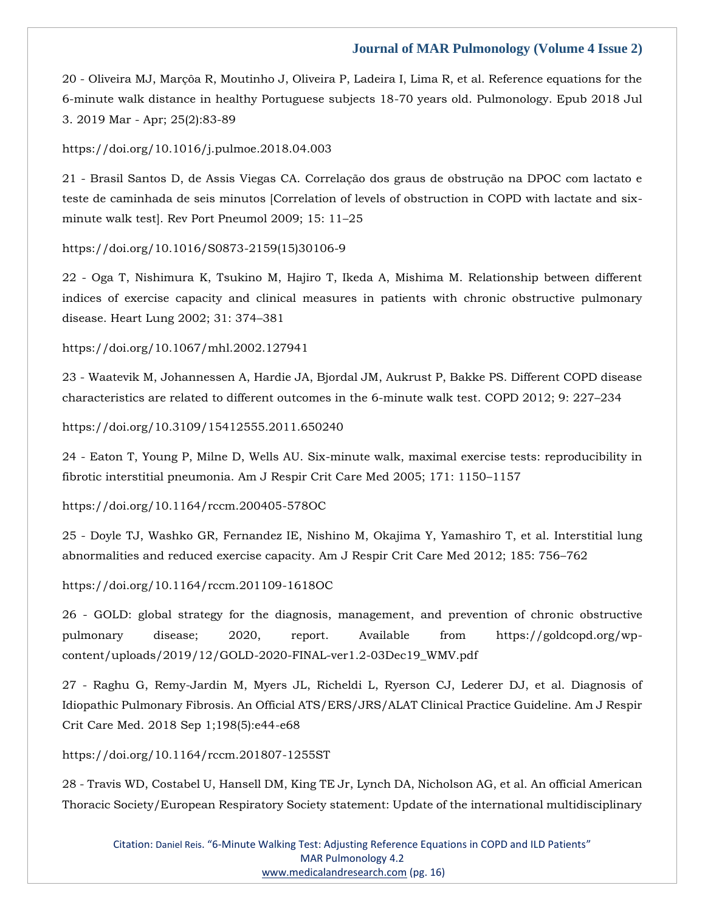20 - Oliveira MJ, Marçôa R, Moutinho J, Oliveira P, Ladeira I, Lima R, et al. Reference equations for the 6-minute walk distance in healthy Portuguese subjects 18-70 years old. Pulmonology. Epub 2018 Jul 3. 2019 Mar - Apr; 25(2):83-89

https://doi.org/10.1016/j.pulmoe.2018.04.003

21 - Brasil Santos D, de Assis Viegas CA. Correlação dos graus de obstrução na DPOC com lactato e teste de caminhada de seis minutos [Correlation of levels of obstruction in COPD with lactate and six-minute walk test]. Rev Port Pneumol 2009; 15: 11–25

https://doi.org/10.1016/S0873-2159(15)30106-9

22 - Oga T, Nishimura K, Tsukino M, Hajiro T, Ikeda A, Mishima M. Relationship between different indices of exercise capacity and clinical measures in patients with chronic obstructive pulmonary disease. Heart Lung 2002; 31: 374–381

https://doi.org/10.1067/mhl.2002.127941

23 - Waatevik M, Johannessen A, Hardie JA, Bjordal JM, Aukrust P, Bakke PS. Different COPD disease characteristics are related to different outcomes in the 6-minute walk test. COPD 2012; 9: 227–234

https://doi.org/10.3109/15412555.2011.650240

24 - Eaton T, Young P, Milne D, Wells AU. Six-minute walk, maximal exercise tests: reproducibility in fibrotic interstitial pneumonia. Am J Respir Crit Care Med 2005; 171: 1150–1157

https://doi.org/10.1164/rccm.200405-578OC

25 - Doyle TJ, Washko GR, Fernandez IE, Nishino M, Okajima Y, Yamashiro T, et al. Interstitial lung abnormalities and reduced exercise capacity. Am J Respir Crit Care Med 2012; 185: 756–762

https://doi.org/10.1164/rccm.201109-1618OC

26 - GOLD: global strategy for the diagnosis, management, and prevention of chronic obstructive pulmonary disease; 2020, report. Available from https://goldcopd.org/wp-content/uploads/2019/12/GOLD-2020-FINAL-ver1.2-03Dec19_WMV.pdf

27 - Raghu G, Remy-Jardin M, Myers JL, Richeldi L, Ryerson CJ, Lederer DJ, et al. Diagnosis of Idiopathic Pulmonary Fibrosis. An Official ATS/ERS/JRS/ALAT Clinical Practice Guideline. Am J Respir Crit Care Med. 2018 Sep 1;198(5):e44-e68

https://doi.org/10.1164/rccm.201807-1255ST

28 - Travis WD, Costabel U, Hansell DM, King TE Jr, Lynch DA, Nicholson AG, et al. An official American Thoracic Society/European Respiratory Society statement: Update of the international multidisciplinary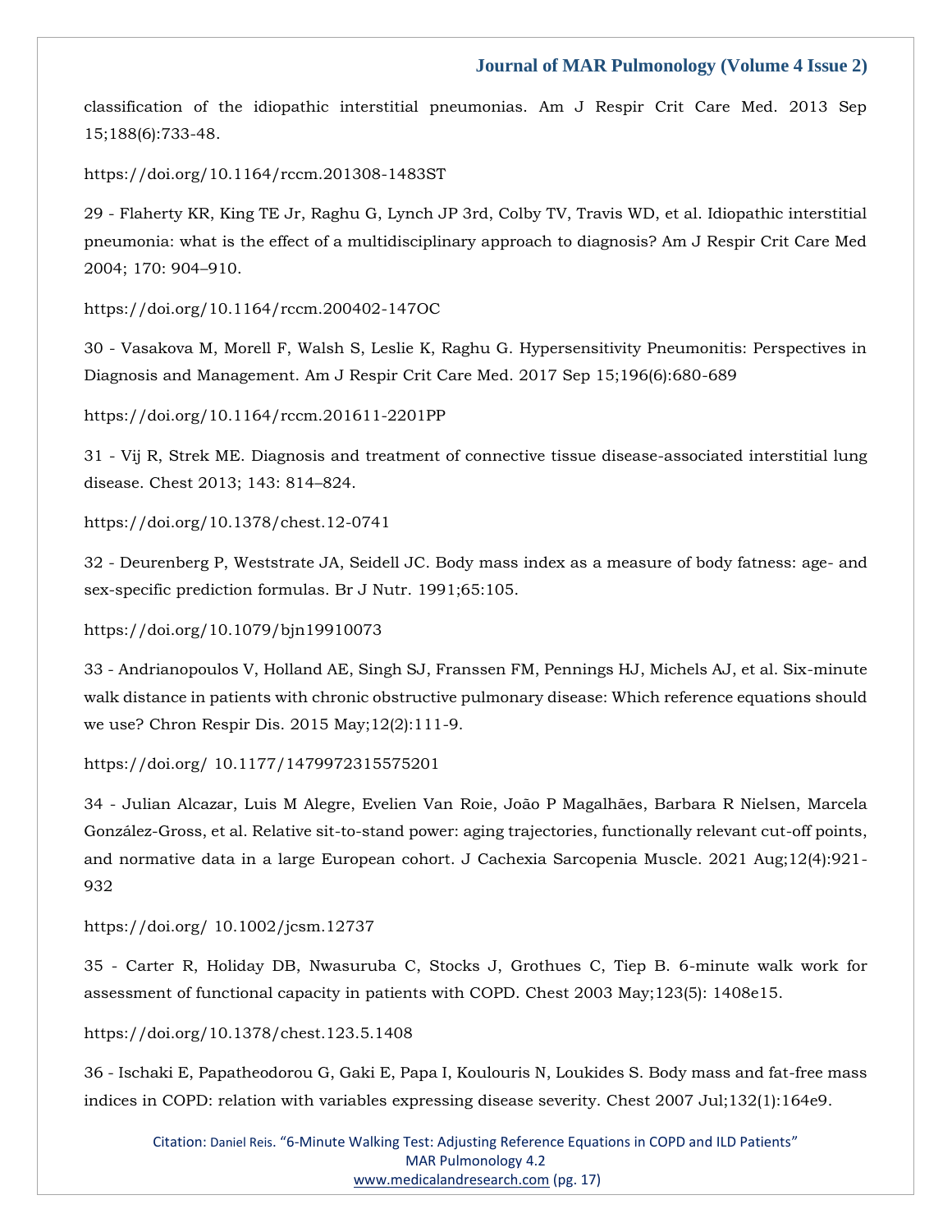classification of the idiopathic interstitial pneumonias. Am J Respir Crit Care Med. 2013 Sep 15;188(6):733-48.

https://doi.org/10.1164/rccm.201308-1483ST

29 - Flaherty KR, King TE Jr, Raghu G, Lynch JP 3rd, Colby TV, Travis WD, et al. Idiopathic interstitial pneumonia: what is the effect of a multidisciplinary approach to diagnosis? Am J Respir Crit Care Med 2004; 170: 904–910.

https://doi.org/10.1164/rccm.200402-147OC

30 - Vasakova M, Morell F, Walsh S, Leslie K, Raghu G. Hypersensitivity Pneumonitis: Perspectives in Diagnosis and Management. Am J Respir Crit Care Med. 2017 Sep 15;196(6):680-689

https://doi.org/10.1164/rccm.201611-2201PP

31 - Vij R, Strek ME. Diagnosis and treatment of connective tissue disease-associated interstitial lung disease. Chest 2013; 143: 814–824.

https://doi.org/10.1378/chest.12-0741

32 - Deurenberg P, Weststrate JA, Seidell JC. Body mass index as a measure of body fatness: age- and sex-specific prediction formulas. Br J Nutr. 1991;65:105.

https://doi.org/10.1079/bjn19910073

33 - Andrianopoulos V, Holland AE, Singh SJ, Franssen FM, Pennings HJ, Michels AJ, et al. Six-minute walk distance in patients with chronic obstructive pulmonary disease: Which reference equations should we use? Chron Respir Dis. 2015 May;12(2):111-9.

https://doi.org/ 10.1177/1479972315575201

34 - Julian Alcazar, Luis M Alegre, Evelien Van Roie, João P Magalhães, Barbara R Nielsen, Marcela González-Gross, et al. Relative sit-to-stand power: aging trajectories, functionally relevant cut-off points, and normative data in a large European cohort. J Cachexia Sarcopenia Muscle. 2021 Aug;12(4):921-932

https://doi.org/ 10.1002/jcsm.12737

35 - Carter R, Holiday DB, Nwasuruba C, Stocks J, Grothues C, Tiep B. 6-minute walk work for assessment of functional capacity in patients with COPD. Chest 2003 May;123(5): 1408e15.

https://doi.org/10.1378/chest.123.5.1408

36 - Ischaki E, Papatheodorou G, Gaki E, Papa I, Koulouris N, Loukides S. Body mass and fat-free mass indices in COPD: relation with variables expressing disease severity. Chest 2007 Jul;132(1):164e9.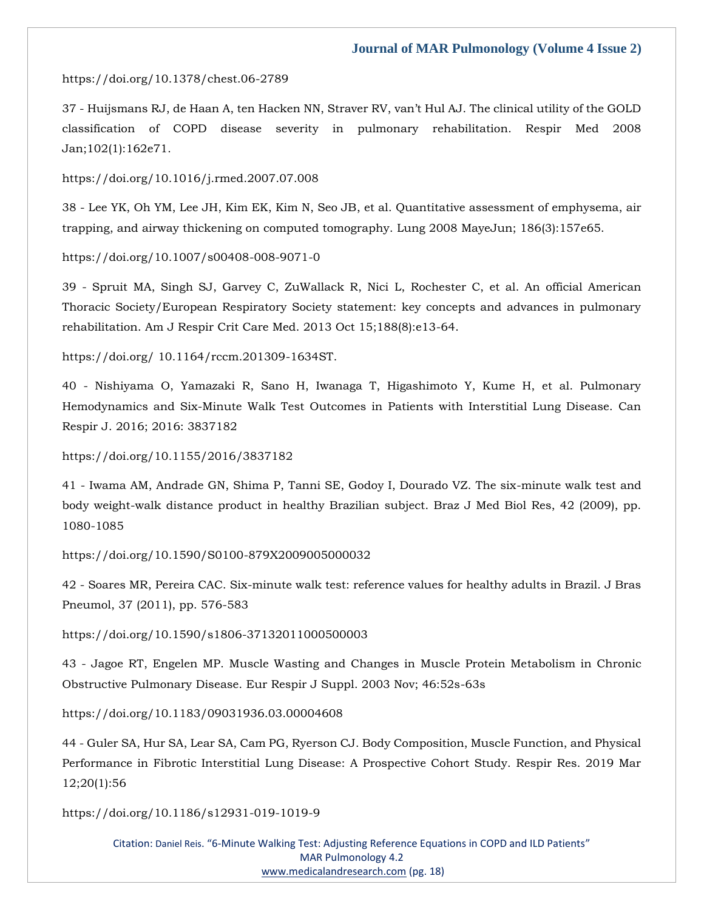https://doi.org/10.1378/chest.06-2789

37 - Huijsmans RJ, de Haan A, ten Hacken NN, Straver RV, van't Hul AJ. The clinical utility of the GOLD classification of COPD disease severity in pulmonary rehabilitation. Respir Med 2008 Jan;102(1):162e71.

https://doi.org/10.1016/j.rmed.2007.07.008

38 - Lee YK, Oh YM, Lee JH, Kim EK, Kim N, Seo JB, et al. Quantitative assessment of emphysema, air trapping, and airway thickening on computed tomography. Lung 2008 MayeJun; 186(3):157e65.

https://doi.org/10.1007/s00408-008-9071-0

39 - Spruit MA, Singh SJ, Garvey C, ZuWallack R, Nici L, Rochester C, et al. An official American Thoracic Society/European Respiratory Society statement: key concepts and advances in pulmonary rehabilitation. Am J Respir Crit Care Med. 2013 Oct 15;188(8):e13-64.

https://doi.org/ 10.1164/rccm.201309-1634ST.

40 - Nishiyama O, Yamazaki R, Sano H, Iwanaga T, Higashimoto Y, Kume H, et al. Pulmonary Hemodynamics and Six-Minute Walk Test Outcomes in Patients with Interstitial Lung Disease. Can Respir J. 2016; 2016: 3837182

https://doi.org/10.1155/2016/3837182

41 - Iwama AM, Andrade GN, Shima P, Tanni SE, Godoy I, Dourado VZ. The six-minute walk test and body weight-walk distance product in healthy Brazilian subject. Braz J Med Biol Res, 42 (2009), pp. 1080-1085

https://doi.org/10.1590/S0100-879X2009005000032

42 - Soares MR, Pereira CAC. Six-minute walk test: reference values for healthy adults in Brazil. J Bras Pneumol, 37 (2011), pp. 576-583

https://doi.org/10.1590/s1806-37132011000500003

43 - Jagoe RT, Engelen MP. Muscle Wasting and Changes in Muscle Protein Metabolism in Chronic Obstructive Pulmonary Disease. Eur Respir J Suppl. 2003 Nov; 46:52s-63s

https://doi.org/10.1183/09031936.03.00004608

44 - Guler SA, Hur SA, Lear SA, Cam PG, Ryerson CJ. Body Composition, Muscle Function, and Physical Performance in Fibrotic Interstitial Lung Disease: A Prospective Cohort Study. Respir Res. 2019 Mar 12;20(1):56

https://doi.org/10.1186/s12931-019-1019-9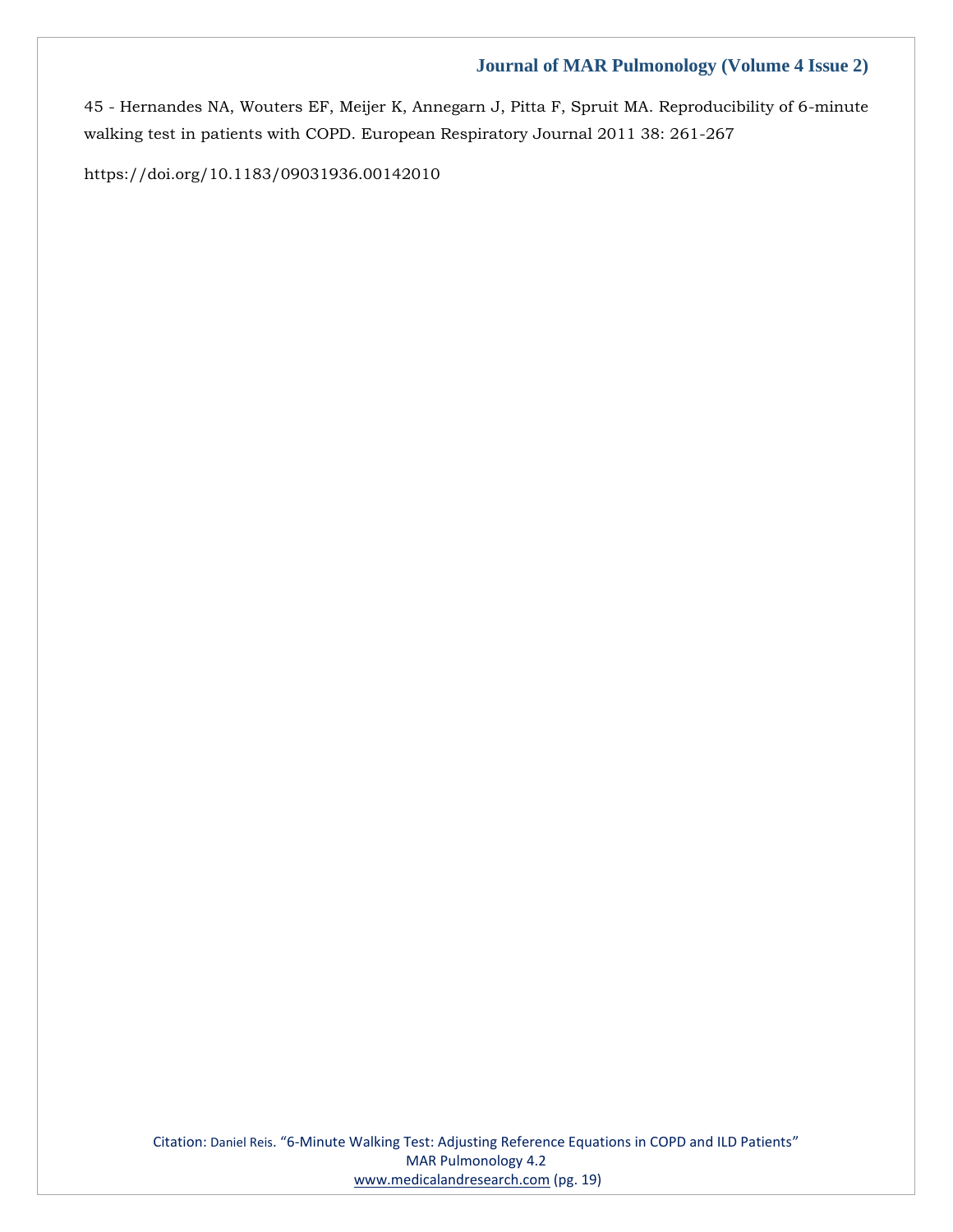45 - Hernandes NA, Wouters EF, Meijer K, Annegarn J, Pitta F, Spruit MA. Reproducibility of 6-minute walking test in patients with COPD. European Respiratory Journal 2011 38: 261-267

https://doi.org/10.1183/09031936.00142010